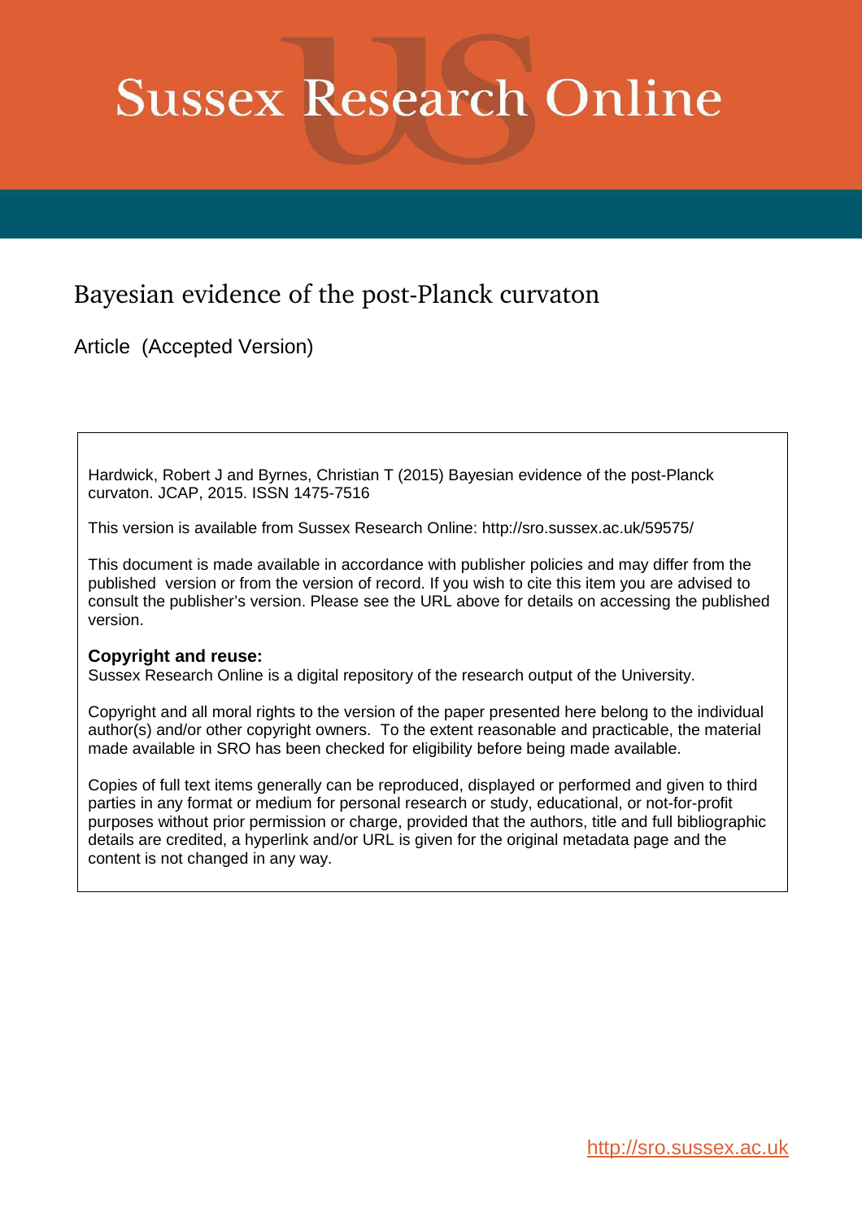# Sussex Research Online

## Bayesian evidence of the post-Planck curvaton

Article (Accepted Version)

Hardwick, Robert J and Byrnes, Christian T (2015) Bayesian evidence of the post-Planck curvaton. JCAP, 2015. ISSN 1475-7516

This version is available from Sussex Research Online: http://sro.sussex.ac.uk/59575/

This document is made available in accordance with publisher policies and may differ from the published version or from the version of record. If you wish to cite this item you are advised to consult the publisher's version. Please see the URL above for details on accessing the published version.

**Copyright and reuse:**
Sussex Research Online is a digital repository of the research output of the University.

Copyright and all moral rights to the version of the paper presented here belong to the individual author(s) and/or other copyright owners. To the extent reasonable and practicable, the material made available in SRO has been checked for eligibility before being made available.

Copies of full text items generally can be reproduced, displayed or performed and given to third parties in any format or medium for personal research or study, educational, or not-for-profit purposes without prior permission or charge, provided that the authors, title and full bibliographic details are credited, a hyperlink and/or URL is given for the original metadata page and the content is not changed in any way.

http://sro.sussex.ac.uk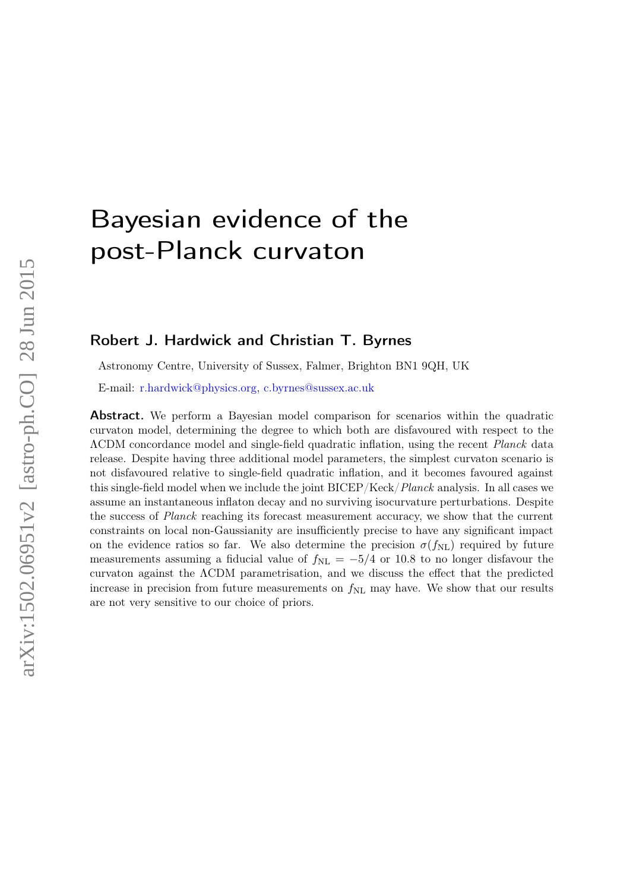# Bayesian evidence of the post-Planck curvaton

## Robert J. Hardwick and Christian T. Byrnes

Astronomy Centre, University of Sussex, Falmer, Brighton BN1 9QH, UK

E-mail: r.hardwick@physics.org, c.byrnes@sussex.ac.uk

**Abstract.** We perform a Bayesian model comparison for scenarios within the quadratic curvaton model, determining the degree to which both are disfavoured with respect to the ΛCDM concordance model and single-field quadratic inflation, using the recent *Planck* data release. Despite having three additional model parameters, the simplest curvaton scenario is not disfavoured relative to single-field quadratic inflation, and it becomes favoured against this single-field model when we include the joint BICEP/Keck/*Planck* analysis. In all cases we assume an instantaneous inflaton decay and no surviving isocurvature perturbations. Despite the success of *Planck* reaching its forecast measurement accuracy, we show that the current constraints on local non-Gaussianity are insufficiently precise to have any significant impact on the evidence ratios so far. We also determine the precision $\sigma(f_{\rm NL})$ required by future measurements assuming a fiducial value of $f_{\rm NL} = -5/4$ or $10.8$ to no longer disfavour the curvaton against the ΛCDM parametrisation, and we discuss the effect that the predicted increase in precision from future measurements on $f_{\rm NL}$ may have. We show that our results are not very sensitive to our choice of priors.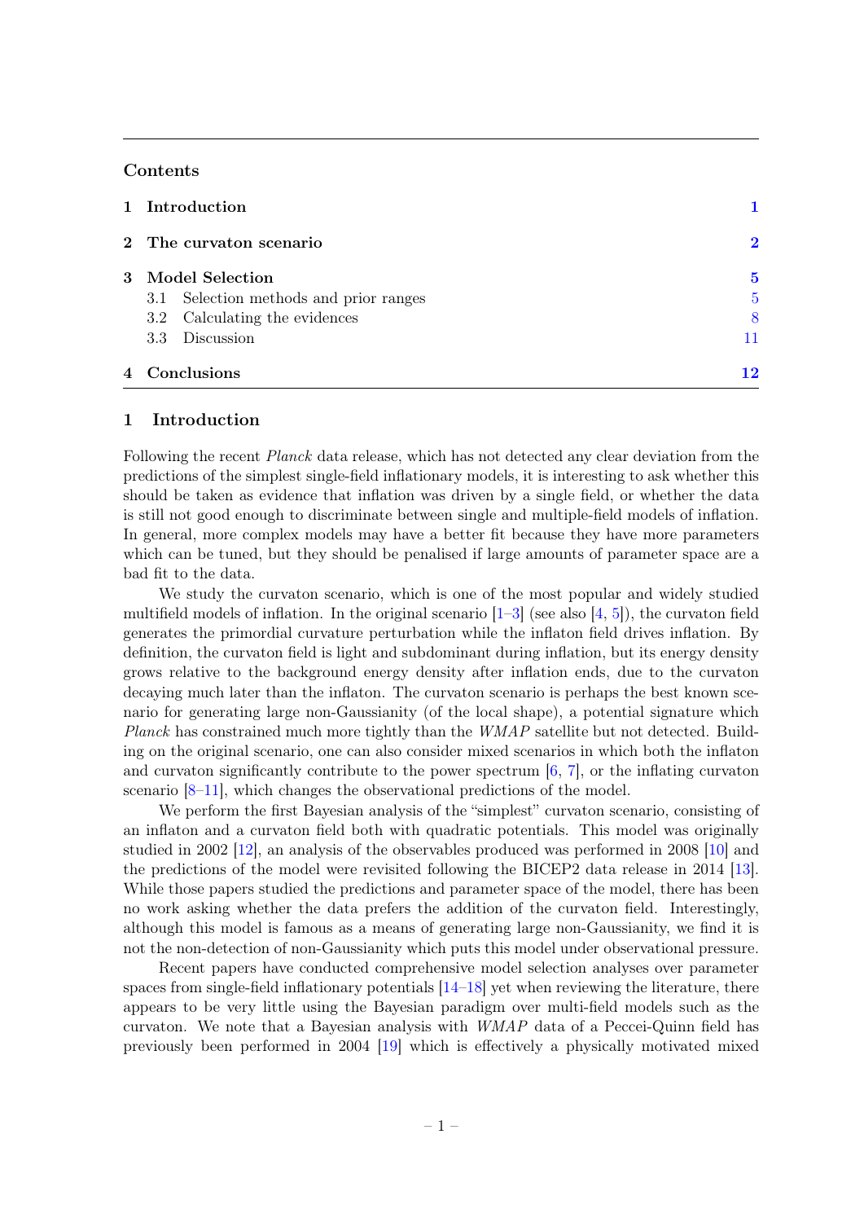## Contents

| | |
|---|---|
| **1 Introduction** | **1** |
| **2 The curvaton scenario** | **2** |
| **3 Model Selection** | **5** |
| 3.1 Selection methods and prior ranges | 5 |
| 3.2 Calculating the evidences | 8 |
| 3.3 Discussion | 11 |
| **4 Conclusions** | **12** |

## 1 Introduction

Following the recent *Planck* data release, which has not detected any clear deviation from the predictions of the simplest single-field inflationary models, it is interesting to ask whether this should be taken as evidence that inflation was driven by a single field, or whether the data is still not good enough to discriminate between single and multiple-field models of inflation. In general, more complex models may have a better fit because they have more parameters which can be tuned, but they should be penalised if large amounts of parameter space are a bad fit to the data.

We study the curvaton scenario, which is one of the most popular and widely studied multifield models of inflation. In the original scenario [1–3] (see also [4, 5]), the curvaton field generates the primordial curvature perturbation while the inflaton field drives inflation. By definition, the curvaton field is light and subdominant during inflation, but its energy density grows relative to the background energy density after inflation ends, due to the curvaton decaying much later than the inflaton. The curvaton scenario is perhaps the best known scenario for generating large non-Gaussianity (of the local shape), a potential signature which *Planck* has constrained much more tightly than the *WMAP* satellite but not detected. Building on the original scenario, one can also consider mixed scenarios in which both the inflaton and curvaton significantly contribute to the power spectrum [6, 7], or the inflating curvaton scenario [8–11], which changes the observational predictions of the model.

We perform the first Bayesian analysis of the "simplest" curvaton scenario, consisting of an inflaton and a curvaton field both with quadratic potentials. This model was originally studied in 2002 [12], an analysis of the observables produced was performed in 2008 [10] and the predictions of the model were revisited following the BICEP2 data release in 2014 [13]. While those papers studied the predictions and parameter space of the model, there has been no work asking whether the data prefers the addition of the curvaton field. Interestingly, although this model is famous as a means of generating large non-Gaussianity, we find it is not the non-detection of non-Gaussianity which puts this model under observational pressure.

Recent papers have conducted comprehensive model selection analyses over parameter spaces from single-field inflationary potentials [14–18] yet when reviewing the literature, there appears to be very little using the Bayesian paradigm over multi-field models such as the curvaton. We note that a Bayesian analysis with *WMAP* data of a Peccei-Quinn field has previously been performed in 2004 [19] which is effectively a physically motivated mixed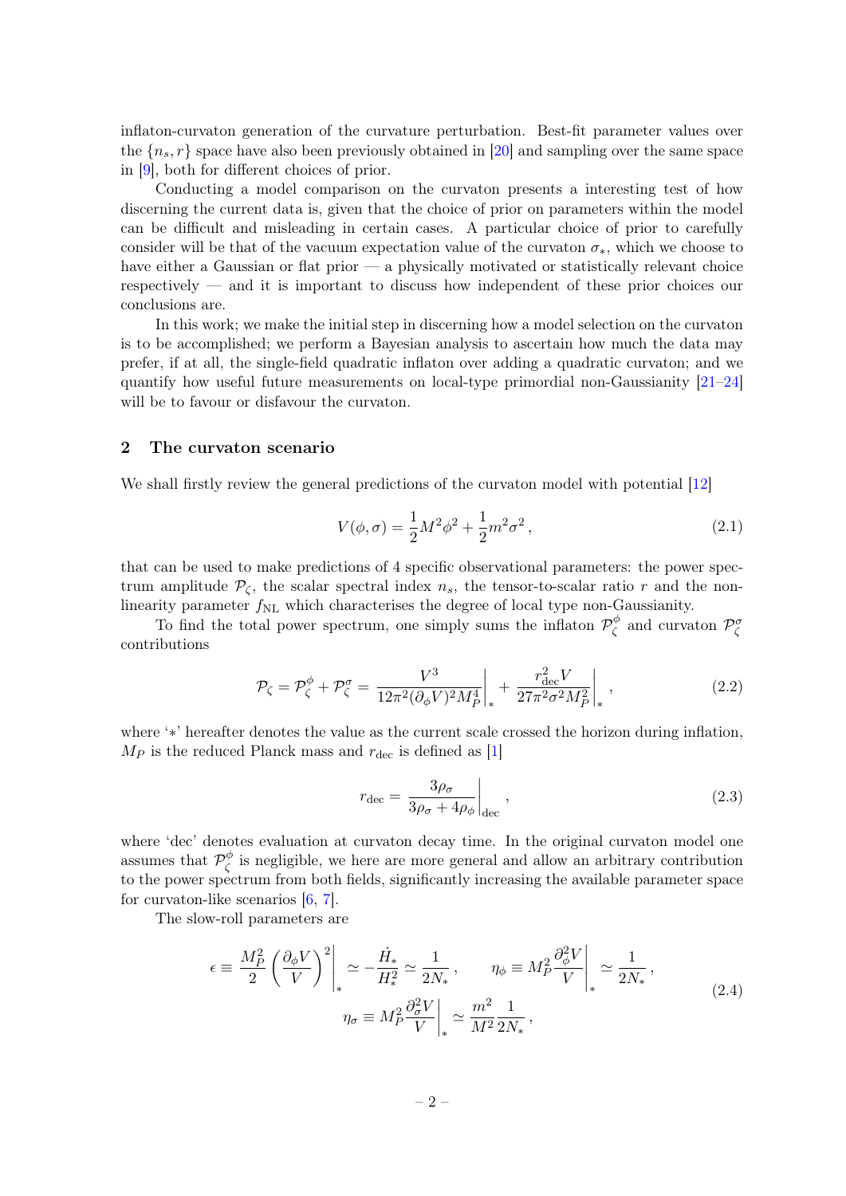inflaton-curvaton generation of the curvature perturbation. Best-fit parameter values over the $\{n_s, r\}$ space have also been previously obtained in [20] and sampling over the same space in [9], both for different choices of prior.

Conducting a model comparison on the curvaton presents a interesting test of how discerning the current data is, given that the choice of prior on parameters within the model can be difficult and misleading in certain cases. A particular choice of prior to carefully consider will be that of the vacuum expectation value of the curvaton $\sigma_*$, which we choose to have either a Gaussian or flat prior — a physically motivated or statistically relevant choice respectively — and it is important to discuss how independent of these prior choices our conclusions are.

In this work; we make the initial step in discerning how a model selection on the curvaton is to be accomplished; we perform a Bayesian analysis to ascertain how much the data may prefer, if at all, the single-field quadratic inflaton over adding a quadratic curvaton; and we quantify how useful future measurements on local-type primordial non-Gaussianity [21–24] will be to favour or disfavour the curvaton.

## 2 The curvaton scenario

We shall firstly review the general predictions of the curvaton model with potential [12]

$$V(\phi, \sigma) = \frac{1}{2}M^2\phi^2 + \frac{1}{2}m^2\sigma^2 \,, \tag{2.1}$$

that can be used to make predictions of 4 specific observational parameters: the power spectrum amplitude $\mathcal{P}_\zeta$, the scalar spectral index $n_s$, the tensor-to-scalar ratio $r$ and the non-linearity parameter $f_{\rm NL}$ which characterises the degree of local type non-Gaussianity.

To find the total power spectrum, one simply sums the inflaton $\mathcal{P}_\zeta^\phi$ and curvaton $\mathcal{P}_\zeta^\sigma$ contributions

$$\mathcal{P}_\zeta = \mathcal{P}_\zeta^\phi + \mathcal{P}_\zeta^\sigma = \left.\frac{V^3}{12\pi^2(\partial_\phi V)^2 M_P^4}\right|_* + \left.\frac{r_{\rm dec}^2 V}{27\pi^2\sigma^2 M_P^2}\right|_* \,, \tag{2.2}$$

where '$*$' hereafter denotes the value as the current scale crossed the horizon during inflation, $M_P$ is the reduced Planck mass and $r_{\rm dec}$ is defined as [1]

$$r_{\rm dec} = \left.\frac{3\rho_\sigma}{3\rho_\sigma + 4\rho_\phi}\right|_{\rm dec} \,, \tag{2.3}$$

where 'dec' denotes evaluation at curvaton decay time. In the original curvaton model one assumes that $\mathcal{P}_\zeta^\phi$ is negligible, we here are more general and allow an arbitrary contribution to the power spectrum from both fields, significantly increasing the available parameter space for curvaton-like scenarios [6, 7].

The slow-roll parameters are

$$\epsilon \equiv \left.\frac{M_P^2}{2}\left(\frac{\partial_\phi V}{V}\right)^2\right|_* \simeq -\frac{\dot{H}_*}{H_*^2} \simeq \frac{1}{2N_*} \,, \qquad \eta_\phi \equiv \left. M_P^2 \frac{\partial_\phi^2 V}{V}\right|_* \simeq \frac{1}{2N_*} \,,$$
$$\eta_\sigma \equiv \left. M_P^2 \frac{\partial_\sigma^2 V}{V}\right|_* \simeq \frac{m^2}{M^2}\frac{1}{2N_*} \,, \tag{2.4}$$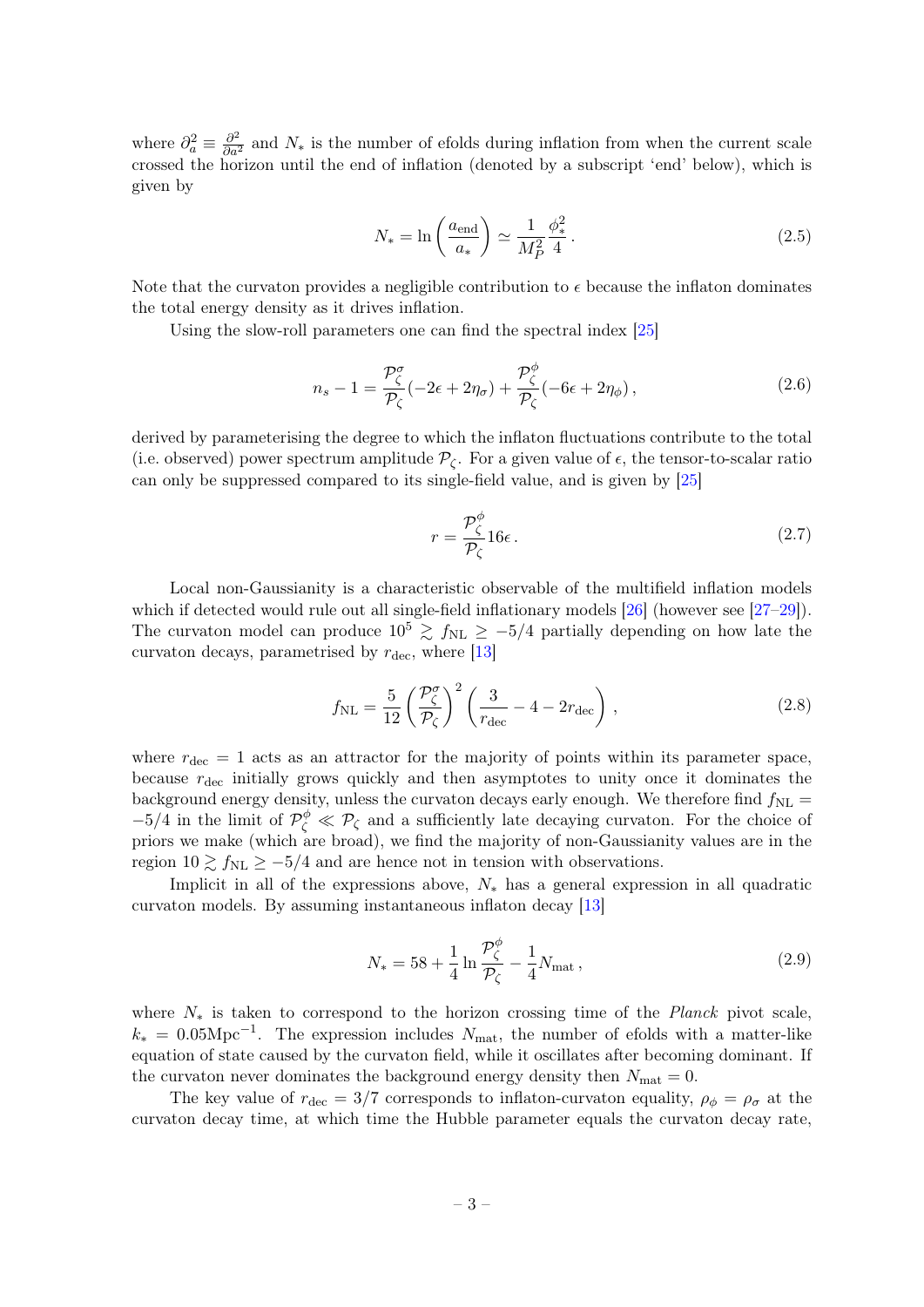where $\partial_a^2 \equiv \frac{\partial^2}{\partial a^2}$ and $N_*$ is the number of efolds during inflation from when the current scale crossed the horizon until the end of inflation (denoted by a subscript 'end' below), which is given by

$$N_* = \ln\left(\frac{a_{\rm end}}{a_*}\right) \simeq \frac{1}{M_P^2}\frac{\phi_*^2}{4}\,. \tag{2.5}$$

Note that the curvaton provides a negligible contribution to $\epsilon$ because the inflaton dominates the total energy density as it drives inflation.

Using the slow-roll parameters one can find the spectral index [25]

$$n_s - 1 = \frac{\mathcal{P}_\zeta^\sigma}{\mathcal{P}_\zeta}(-2\epsilon + 2\eta_\sigma) + \frac{\mathcal{P}_\zeta^\phi}{\mathcal{P}_\zeta}(-6\epsilon + 2\eta_\phi)\,, \tag{2.6}$$

derived by parameterising the degree to which the inflaton fluctuations contribute to the total (i.e. observed) power spectrum amplitude $\mathcal{P}_\zeta$. For a given value of $\epsilon$, the tensor-to-scalar ratio can only be suppressed compared to its single-field value, and is given by [25]

$$r = \frac{\mathcal{P}_\zeta^\phi}{\mathcal{P}_\zeta}16\epsilon\,. \tag{2.7}$$

Local non-Gaussianity is a characteristic observable of the multifield inflation models which if detected would rule out all single-field inflationary models [26] (however see [27–29]). The curvaton model can produce $10^5 \gtrsim f_{\rm NL} \geq -5/4$ partially depending on how late the curvaton decays, parametrised by $r_{\rm dec}$, where [13]

$$f_{\rm NL} = \frac{5}{12}\left(\frac{\mathcal{P}_\zeta^\sigma}{\mathcal{P}_\zeta}\right)^2\left(\frac{3}{r_{\rm dec}} - 4 - 2r_{\rm dec}\right)\,, \tag{2.8}$$

where $r_{\rm dec} = 1$ acts as an attractor for the majority of points within its parameter space, because $r_{\rm dec}$ initially grows quickly and then asymptotes to unity once it dominates the background energy density, unless the curvaton decays early enough. We therefore find $f_{\rm NL} = -5/4$ in the limit of $\mathcal{P}_\zeta^\phi \ll \mathcal{P}_\zeta$ and a sufficiently late decaying curvaton. For the choice of priors we make (which are broad), we find the majority of non-Gaussianity values are in the region $10 \gtrsim f_{\rm NL} \geq -5/4$ and are hence not in tension with observations.

Implicit in all of the expressions above, $N_*$ has a general expression in all quadratic curvaton models. By assuming instantaneous inflaton decay [13]

$$N_* = 58 + \frac{1}{4}\ln\frac{\mathcal{P}_\zeta^\phi}{\mathcal{P}_\zeta} - \frac{1}{4}N_{\rm mat}\,, \tag{2.9}$$

where $N_*$ is taken to correspond to the horizon crossing time of the *Planck* pivot scale, $k_* = 0.05\text{Mpc}^{-1}$. The expression includes $N_{\rm mat}$, the number of efolds with a matter-like equation of state caused by the curvaton field, while it oscillates after becoming dominant. If the curvaton never dominates the background energy density then $N_{\rm mat} = 0$.

The key value of $r_{\rm dec} = 3/7$ corresponds to inflaton-curvaton equality, $\rho_\phi = \rho_\sigma$ at the curvaton decay time, at which time the Hubble parameter equals the curvaton decay rate,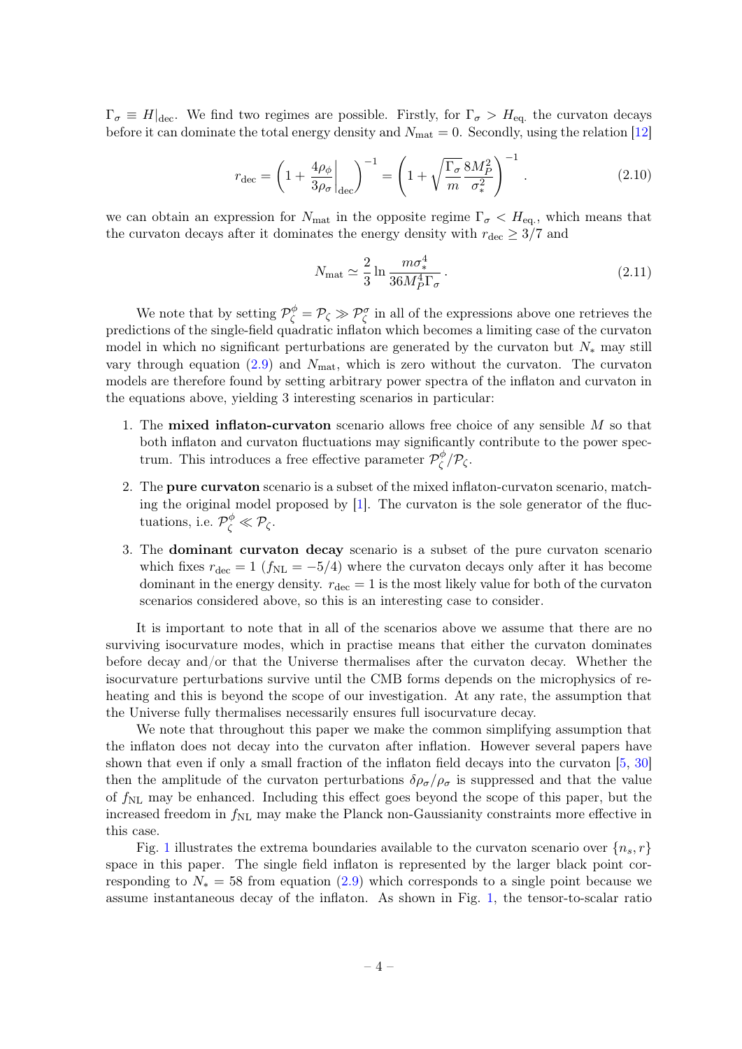$\Gamma_\sigma \equiv H|_{\rm dec}$. We find two regimes are possible. Firstly, for $\Gamma_\sigma > H_{\rm eq.}$ the curvaton decays before it can dominate the total energy density and $N_{\rm mat} = 0$. Secondly, using the relation [12]

$$r_{\rm dec} = \left(1 + \frac{4\rho_\phi}{3\rho_\sigma}\bigg|_{\rm dec}\right)^{-1} = \left(1 + \sqrt{\frac{\Gamma_\sigma}{m}}\frac{8M_P^2}{\sigma_*^2}\right)^{-1}. \tag{2.10}$$

we can obtain an expression for $N_{\rm mat}$ in the opposite regime $\Gamma_\sigma < H_{\rm eq.}$, which means that the curvaton decays after it dominates the energy density with $r_{\rm dec} \geq 3/7$ and

$$N_{\rm mat} \simeq \frac{2}{3}\ln\frac{m\sigma_*^4}{36M_P^4\Gamma_\sigma}. \tag{2.11}$$

We note that by setting $\mathcal{P}_\zeta^\phi = \mathcal{P}_\zeta \gg \mathcal{P}_\zeta^\sigma$ in all of the expressions above one retrieves the predictions of the single-field quadratic inflaton which becomes a limiting case of the curvaton model in which no significant perturbations are generated by the curvaton but $N_*$ may still vary through equation (2.9) and $N_{\rm mat}$, which is zero without the curvaton. The curvaton models are therefore found by setting arbitrary power spectra of the inflaton and curvaton in the equations above, yielding 3 interesting scenarios in particular:

1. The **mixed inflaton-curvaton** scenario allows free choice of any sensible $M$ so that both inflaton and curvaton fluctuations may significantly contribute to the power spectrum. This introduces a free effective parameter $\mathcal{P}_\zeta^\phi/\mathcal{P}_\zeta$.
2. The **pure curvaton** scenario is a subset of the mixed inflaton-curvaton scenario, matching the original model proposed by [1]. The curvaton is the sole generator of the fluctuations, i.e. $\mathcal{P}_\zeta^\phi \ll \mathcal{P}_\zeta$.
3. The **dominant curvaton decay** scenario is a subset of the pure curvaton scenario which fixes $r_{\rm dec} = 1$ ($f_{\rm NL} = -5/4$) where the curvaton decays only after it has become dominant in the energy density. $r_{\rm dec} = 1$ is the most likely value for both of the curvaton scenarios considered above, so this is an interesting case to consider.

It is important to note that in all of the scenarios above we assume that there are no surviving isocurvature modes, which in practise means that either the curvaton dominates before decay and/or that the Universe thermalises after the curvaton decay. Whether the isocurvature perturbations survive until the CMB forms depends on the microphysics of reheating and this is beyond the scope of our investigation. At any rate, the assumption that the Universe fully thermalises necessarily ensures full isocurvature decay.

We note that throughout this paper we make the common simplifying assumption that the inflaton does not decay into the curvaton after inflation. However several papers have shown that even if only a small fraction of the inflaton field decays into the curvaton [5, 30] then the amplitude of the curvaton perturbations $\delta\rho_\sigma/\rho_\sigma$ is suppressed and that the value of $f_{\rm NL}$ may be enhanced. Including this effect goes beyond the scope of this paper, but the increased freedom in $f_{\rm NL}$ may make the Planck non-Gaussianity constraints more effective in this case.

Fig. 1 illustrates the extrema boundaries available to the curvaton scenario over $\{n_s, r\}$ space in this paper. The single field inflaton is represented by the larger black point corresponding to $N_* = 58$ from equation (2.9) which corresponds to a single point because we assume instantaneous decay of the inflaton. As shown in Fig. 1, the tensor-to-scalar ratio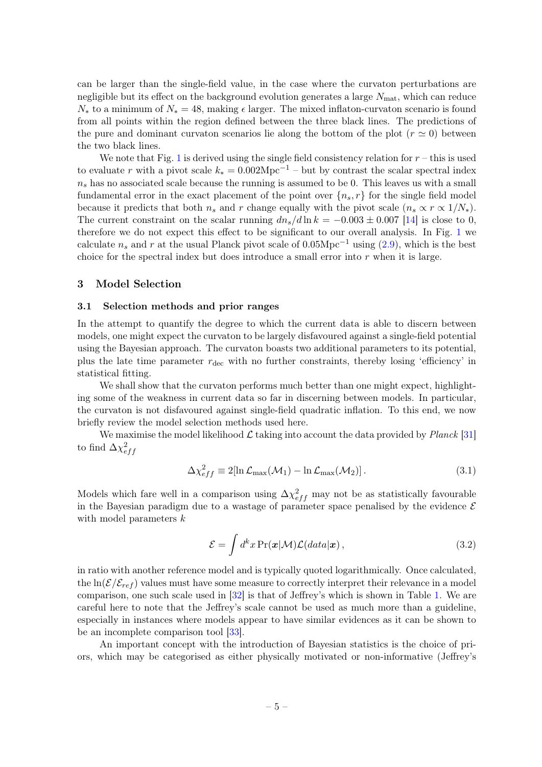can be larger than the single-field value, in the case where the curvaton perturbations are negligible but its effect on the background evolution generates a large $N_{\rm mat}$, which can reduce $N_*$ to a minimum of $N_* = 48$, making $\epsilon$ larger. The mixed inflaton-curvaton scenario is found from all points within the region defined between the three black lines. The predictions of the pure and dominant curvaton scenarios lie along the bottom of the plot ($r \simeq 0$) between the two black lines.

We note that Fig. 1 is derived using the single field consistency relation for $r$ – this is used to evaluate $r$ with a pivot scale $k_* = 0.002\text{Mpc}^{-1}$ – but by contrast the scalar spectral index $n_s$ has no associated scale because the running is assumed to be 0. This leaves us with a small fundamental error in the exact placement of the point over $\{n_s, r\}$ for the single field model because it predicts that both $n_s$ and $r$ change equally with the pivot scale ($n_s \propto r \propto 1/N_*$). The current constraint on the scalar running $dn_s/d\ln k = -0.003 \pm 0.007$ [14] is close to 0, therefore we do not expect this effect to be significant to our overall analysis. In Fig. 1 we calculate $n_s$ and $r$ at the usual Planck pivot scale of $0.05\text{Mpc}^{-1}$ using (2.9), which is the best choice for the spectral index but does introduce a small error into $r$ when it is large.

## 3 Model Selection

### 3.1 Selection methods and prior ranges

In the attempt to quantify the degree to which the current data is able to discern between models, one might expect the curvaton to be largely disfavoured against a single-field potential using the Bayesian approach. The curvaton boasts two additional parameters to its potential, plus the late time parameter $r_{\rm dec}$ with no further constraints, thereby losing 'efficiency' in statistical fitting.

We shall show that the curvaton performs much better than one might expect, highlighting some of the weakness in current data so far in discerning between models. In particular, the curvaton is not disfavoured against single-field quadratic inflation. To this end, we now briefly review the model selection methods used here.

We maximise the model likelihood $\mathcal{L}$ taking into account the data provided by *Planck* [31] to find $\Delta\chi^2_{eff}$

$$\Delta\chi^2_{eff} \equiv 2[\ln \mathcal{L}_{\rm max}(\mathcal{M}_1) - \ln \mathcal{L}_{\rm max}(\mathcal{M}_2)]\,. \tag{3.1}$$

Models which fare well in a comparison using $\Delta\chi^2_{eff}$ may not be as statistically favourable in the Bayesian paradigm due to a wastage of parameter space penalised by the evidence $\mathcal{E}$ with model parameters $k$

$$\mathcal{E} = \int d^k x \, \Pr(\boldsymbol{x}|\mathcal{M}) \mathcal{L}(data|\boldsymbol{x})\,, \tag{3.2}$$

in ratio with another reference model and is typically quoted logarithmically. Once calculated, the $\ln(\mathcal{E}/\mathcal{E}_{ref})$ values must have some measure to correctly interpret their relevance in a model comparison, one such scale used in [32] is that of Jeffrey's which is shown in Table 1. We are careful here to note that the Jeffrey's scale cannot be used as much more than a guideline, especially in instances where models appear to have similar evidences as it can be shown to be an incomplete comparison tool [33].

An important concept with the introduction of Bayesian statistics is the choice of priors, which may be categorised as either physically motivated or non-informative (Jeffrey's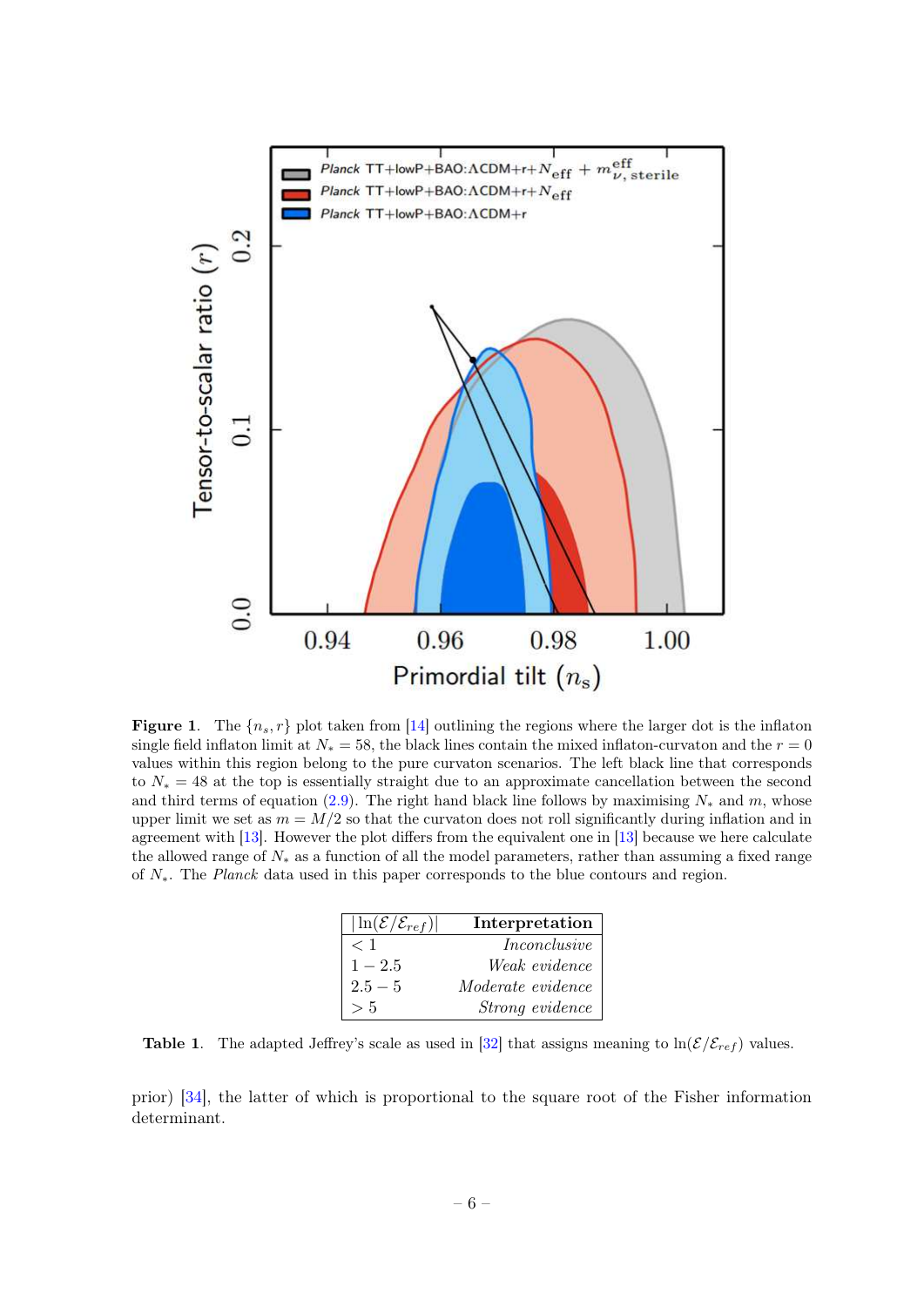**Figure 1**. The $\{n_s, r\}$ plot taken from [14] outlining the regions where the larger dot is the inflaton single field inflaton limit at $N_* = 58$, the black lines contain the mixed inflaton-curvaton and the $r = 0$ values within this region belong to the pure curvaton scenarios. The left black line that corresponds to $N_* = 48$ at the top is essentially straight due to an approximate cancellation between the second and third terms of equation (2.9). The right hand black line follows by maximising $N_*$ and $m$, whose upper limit we set as $m = M/2$ so that the curvaton does not roll significantly during inflation and in agreement with [13]. However the plot differs from the equivalent one in [13] because we here calculate the allowed range of $N_*$ as a function of all the model parameters, rather than assuming a fixed range of $N_*$. The *Planck* data used in this paper corresponds to the blue contours and region.

| $\|\ln(\mathcal{E}/\mathcal{E}_{ref})\|$ | **Interpretation** |
|---|---|
| $< 1$ | *Inconclusive* |
| $1 - 2.5$ | *Weak evidence* |
| $2.5 - 5$ | *Moderate evidence* |
| $> 5$ | *Strong evidence* |

**Table 1**. The adapted Jeffrey's scale as used in [32] that assigns meaning to $\ln(\mathcal{E}/\mathcal{E}_{ref})$ values.

prior) [34], the latter of which is proportional to the square root of the Fisher information determinant.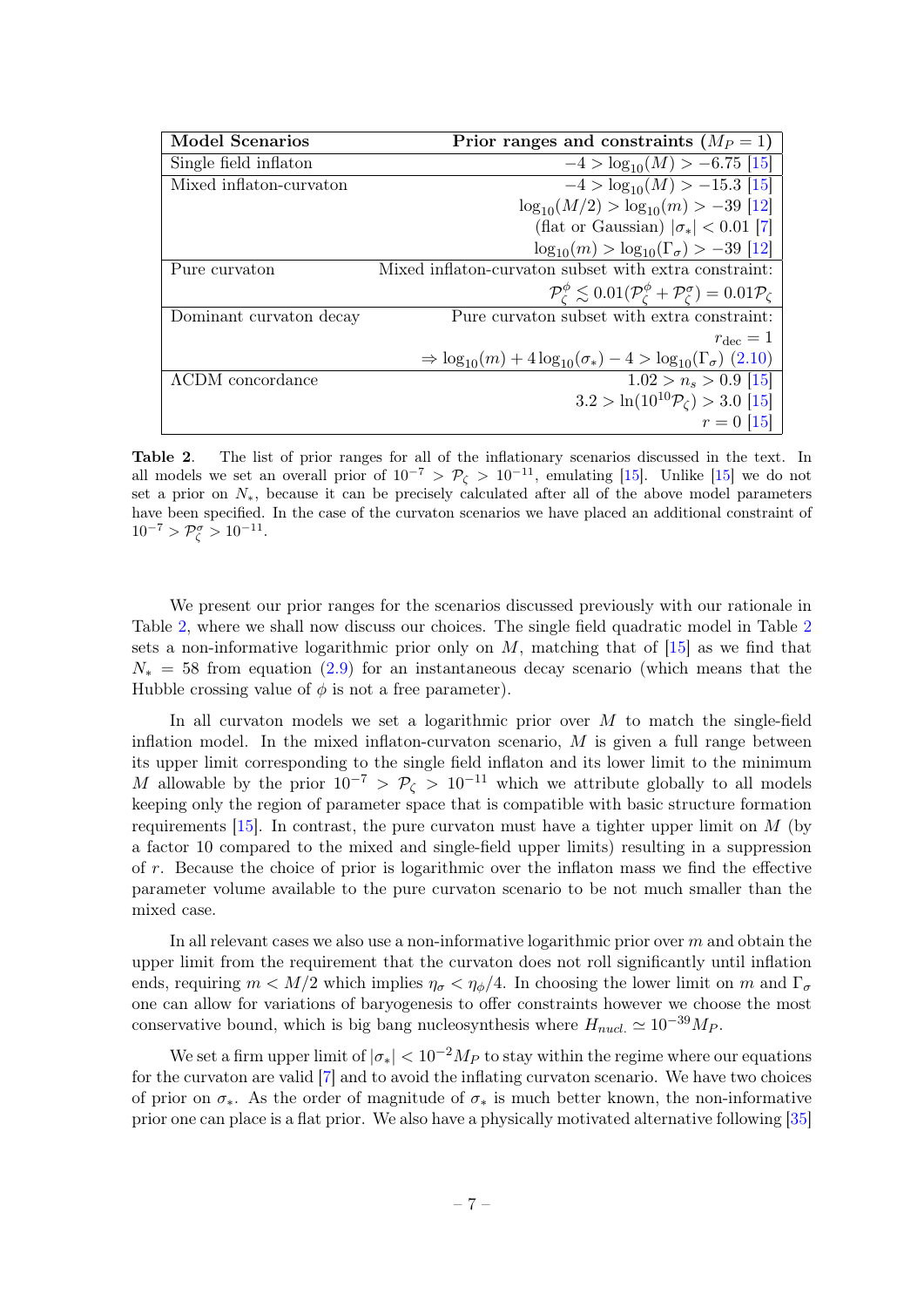| Model Scenarios | Prior ranges and constraints ($M_P = 1$) |
| --- | --- |
| Single field inflaton | $-4 > \log_{10}(M) > -6.75$ [15] |
| Mixed inflaton-curvaton | $-4 > \log_{10}(M) > -15.3$ [15] |
| | $\log_{10}(M/2) > \log_{10}(m) > -39$ [12] |
| | (flat or Gaussian) $\vert\sigma_*\vert < 0.01$ [7] |
| | $\log_{10}(m) > \log_{10}(\Gamma_\sigma) > -39$ [12] |
| Pure curvaton | Mixed inflaton-curvaton subset with extra constraint: |
| | $\mathcal{P}_\zeta^\phi \lesssim 0.01(\mathcal{P}_\zeta^\phi + \mathcal{P}_\zeta^\sigma) = 0.01\mathcal{P}_\zeta$ |
| Dominant curvaton decay | Pure curvaton subset with extra constraint: |
| | $r_{\rm dec} = 1$ |
| | $\Rightarrow \log_{10}(m) + 4\log_{10}(\sigma_*) - 4 > \log_{10}(\Gamma_\sigma)$ (2.10) |
| ΛCDM concordance | $1.02 > n_s > 0.9$ [15] |
| | $3.2 > \ln(10^{10}\mathcal{P}_\zeta) > 3.0$ [15] |
| | $r = 0$ [15] |

**Table 2**. The list of prior ranges for all of the inflationary scenarios discussed in the text. In all models we set an overall prior of $10^{-7} > \mathcal{P}_\zeta > 10^{-11}$, emulating [15]. Unlike [15] we do not set a prior on $N_*$, because it can be precisely calculated after all of the above model parameters have been specified. In the case of the curvaton scenarios we have placed an additional constraint of $10^{-7} > \mathcal{P}_\zeta^\sigma > 10^{-11}$.

We present our prior ranges for the scenarios discussed previously with our rationale in Table 2, where we shall now discuss our choices. The single field quadratic model in Table 2 sets a non-informative logarithmic prior only on $M$, matching that of [15] as we find that $N_* = 58$ from equation (2.9) for an instantaneous decay scenario (which means that the Hubble crossing value of $\phi$ is not a free parameter).

In all curvaton models we set a logarithmic prior over $M$ to match the single-field inflation model. In the mixed inflaton-curvaton scenario, $M$ is given a full range between its upper limit corresponding to the single field inflaton and its lower limit to the minimum $M$ allowable by the prior $10^{-7} > \mathcal{P}_\zeta > 10^{-11}$ which we attribute globally to all models keeping only the region of parameter space that is compatible with basic structure formation requirements [15]. In contrast, the pure curvaton must have a tighter upper limit on $M$ (by a factor 10 compared to the mixed and single-field upper limits) resulting in a suppression of $r$. Because the choice of prior is logarithmic over the inflaton mass we find the effective parameter volume available to the pure curvaton scenario to be not much smaller than the mixed case.

In all relevant cases we also use a non-informative logarithmic prior over $m$ and obtain the upper limit from the requirement that the curvaton does not roll significantly until inflation ends, requiring $m < M/2$ which implies $\eta_\sigma < \eta_\phi/4$. In choosing the lower limit on $m$ and $\Gamma_\sigma$ one can allow for variations of baryogenesis to offer constraints however we choose the most conservative bound, which is big bang nucleosynthesis where $H_{nucl.} \simeq 10^{-39}M_P$.

We set a firm upper limit of $|\sigma_*| < 10^{-2}M_P$ to stay within the regime where our equations for the curvaton are valid [7] and to avoid the inflating curvaton scenario. We have two choices of prior on $\sigma_*$. As the order of magnitude of $\sigma_*$ is much better known, the non-informative prior one can place is a flat prior. We also have a physically motivated alternative following [35]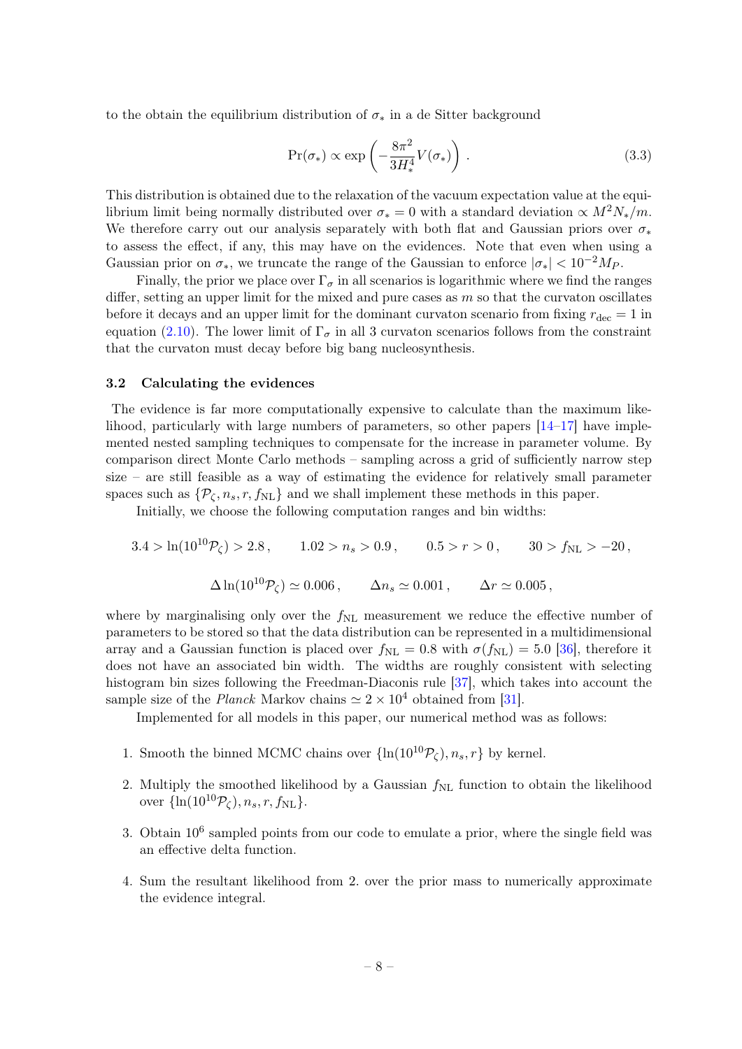to the obtain the equilibrium distribution of $\sigma_*$ in a de Sitter background

$$\mathrm{Pr}(\sigma_*) \propto \exp\left(-\frac{8\pi^2}{3H_*^4}V(\sigma_*)\right) . \tag{3.3}$$

This distribution is obtained due to the relaxation of the vacuum expectation value at the equilibrium limit being normally distributed over $\sigma_* = 0$ with a standard deviation $\propto M^2 N_*/m$. We therefore carry out our analysis separately with both flat and Gaussian priors over $\sigma_*$ to assess the effect, if any, this may have on the evidences. Note that even when using a Gaussian prior on $\sigma_*$, we truncate the range of the Gaussian to enforce $|\sigma_*| < 10^{-2}M_P$.

Finally, the prior we place over $\Gamma_\sigma$ in all scenarios is logarithmic where we find the ranges differ, setting an upper limit for the mixed and pure cases as $m$ so that the curvaton oscillates before it decays and an upper limit for the dominant curvaton scenario from fixing $r_{\mathrm{dec}} = 1$ in equation (2.10). The lower limit of $\Gamma_\sigma$ in all 3 curvaton scenarios follows from the constraint that the curvaton must decay before big bang nucleosynthesis.

### 3.2 Calculating the evidences

The evidence is far more computationally expensive to calculate than the maximum likelihood, particularly with large numbers of parameters, so other papers [14–17] have implemented nested sampling techniques to compensate for the increase in parameter volume. By comparison direct Monte Carlo methods – sampling across a grid of sufficiently narrow step size – are still feasible as a way of estimating the evidence for relatively small parameter spaces such as $\{\mathcal{P}_\zeta, n_s, r, f_{\mathrm{NL}}\}$ and we shall implement these methods in this paper.

Initially, we choose the following computation ranges and bin widths:

$$3.4 > \ln(10^{10}\mathcal{P}_\zeta) > 2.8\,, \qquad 1.02 > n_s > 0.9\,, \qquad 0.5 > r > 0\,, \qquad 30 > f_{\mathrm{NL}} > -20\,,$$

$$\Delta \ln(10^{10}\mathcal{P}_\zeta) \simeq 0.006\,, \qquad \Delta n_s \simeq 0.001\,, \qquad \Delta r \simeq 0.005\,,$$

where by marginalising only over the $f_{\mathrm{NL}}$ measurement we reduce the effective number of parameters to be stored so that the data distribution can be represented in a multidimensional array and a Gaussian function is placed over $f_{\mathrm{NL}} = 0.8$ with $\sigma(f_{\mathrm{NL}}) = 5.0$ [36], therefore it does not have an associated bin width. The widths are roughly consistent with selecting histogram bin sizes following the Freedman-Diaconis rule [37], which takes into account the sample size of the *Planck* Markov chains $\simeq 2 \times 10^4$ obtained from [31].

Implemented for all models in this paper, our numerical method was as follows:

1. Smooth the binned MCMC chains over $\{\ln(10^{10}\mathcal{P}_\zeta), n_s, r\}$ by kernel.
2. Multiply the smoothed likelihood by a Gaussian $f_{\mathrm{NL}}$ function to obtain the likelihood over $\{\ln(10^{10}\mathcal{P}_\zeta), n_s, r, f_{\mathrm{NL}}\}$.
3. Obtain $10^6$ sampled points from our code to emulate a prior, where the single field was an effective delta function.
4. Sum the resultant likelihood from 2. over the prior mass to numerically approximate the evidence integral.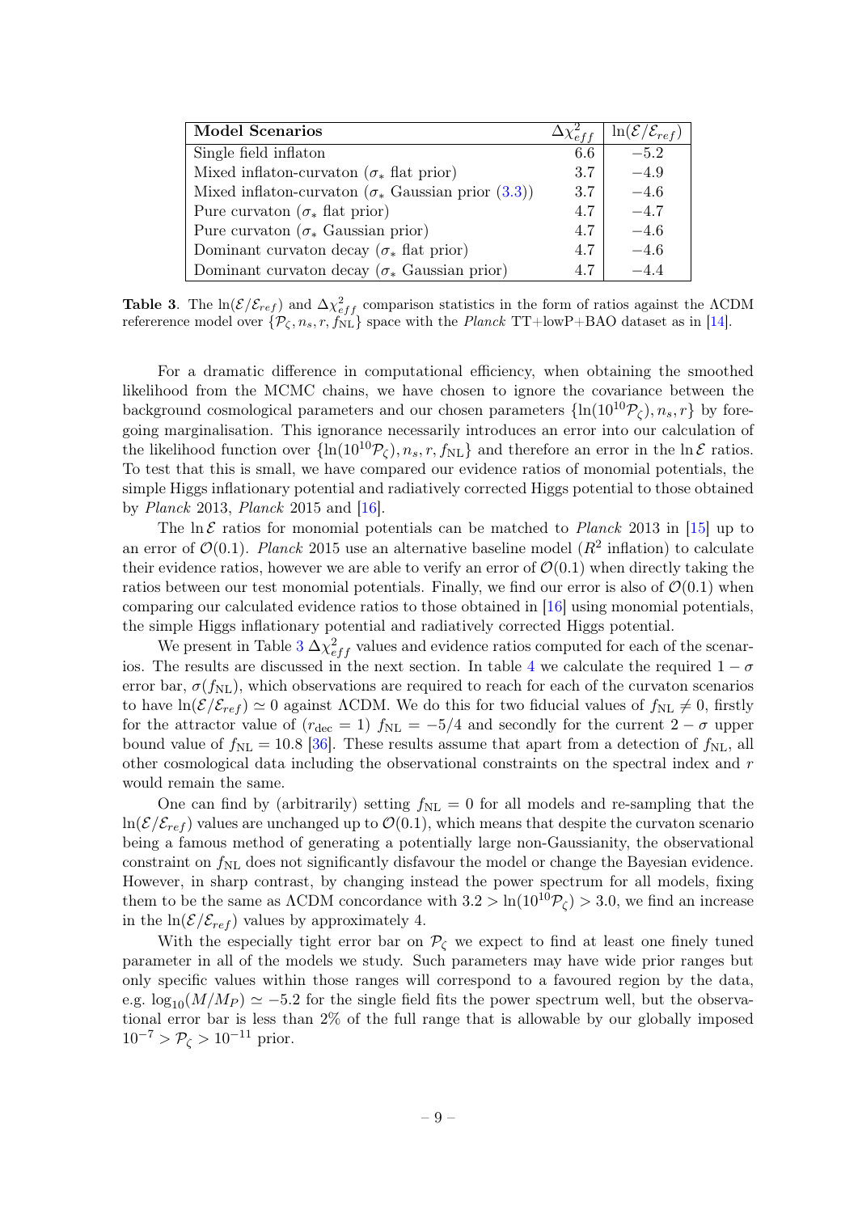| Model Scenarios | $\Delta\chi^2_{eff}$ | $\ln(\mathcal{E}/\mathcal{E}_{ref})$ |
|---|---|---|
| Single field inflaton | 6.6 | $-5.2$ |
| Mixed inflaton-curvaton ($\sigma_*$ flat prior) | 3.7 | $-4.9$ |
| Mixed inflaton-curvaton ($\sigma_*$ Gaussian prior (3.3)) | 3.7 | $-4.6$ |
| Pure curvaton ($\sigma_*$ flat prior) | 4.7 | $-4.7$ |
| Pure curvaton ($\sigma_*$ Gaussian prior) | 4.7 | $-4.6$ |
| Dominant curvaton decay ($\sigma_*$ flat prior) | 4.7 | $-4.6$ |
| Dominant curvaton decay ($\sigma_*$ Gaussian prior) | 4.7 | $-4.4$ |

**Table 3**. The $\ln(\mathcal{E}/\mathcal{E}_{ref})$ and $\Delta\chi^2_{eff}$ comparison statistics in the form of ratios against the ΛCDM refererence model over $\{\mathcal{P}_\zeta, n_s, r, f_{\rm NL}\}$ space with the *Planck* TT+lowP+BAO dataset as in [14].

For a dramatic difference in computational efficiency, when obtaining the smoothed likelihood from the MCMC chains, we have chosen to ignore the covariance between the background cosmological parameters and our chosen parameters $\{\ln(10^{10}\mathcal{P}_\zeta), n_s, r\}$ by foregoing marginalisation. This ignorance necessarily introduces an error into our calculation of the likelihood function over $\{\ln(10^{10}\mathcal{P}_\zeta), n_s, r, f_{\rm NL}\}$ and therefore an error in the $\ln\mathcal{E}$ ratios. To test that this is small, we have compared our evidence ratios of monomial potentials, the simple Higgs inflationary potential and radiatively corrected Higgs potential to those obtained by *Planck* 2013, *Planck* 2015 and [16].

The $\ln\mathcal{E}$ ratios for monomial potentials can be matched to *Planck* 2013 in [15] up to an error of $\mathcal{O}(0.1)$. *Planck* 2015 use an alternative baseline model ($R^2$ inflation) to calculate their evidence ratios, however we are able to verify an error of $\mathcal{O}(0.1)$ when directly taking the ratios between our test monomial potentials. Finally, we find our error is also of $\mathcal{O}(0.1)$ when comparing our calculated evidence ratios to those obtained in [16] using monomial potentials, the simple Higgs inflationary potential and radiatively corrected Higgs potential.

We present in Table 3 $\Delta\chi^2_{eff}$ values and evidence ratios computed for each of the scenarios. The results are discussed in the next section. In table 4 we calculate the required $1-\sigma$ error bar, $\sigma(f_{\rm NL})$, which observations are required to reach for each of the curvaton scenarios to have $\ln(\mathcal{E}/\mathcal{E}_{ref}) \simeq 0$ against ΛCDM. We do this for two fiducial values of $f_{\rm NL} \neq 0$, firstly for the attractor value of ($r_{\rm dec} = 1$) $f_{\rm NL} = -5/4$ and secondly for the current $2-\sigma$ upper bound value of $f_{\rm NL} = 10.8$ [36]. These results assume that apart from a detection of $f_{\rm NL}$, all other cosmological data including the observational constraints on the spectral index and $r$ would remain the same.

One can find by (arbitrarily) setting $f_{\rm NL} = 0$ for all models and re-sampling that the $\ln(\mathcal{E}/\mathcal{E}_{ref})$ values are unchanged up to $\mathcal{O}(0.1)$, which means that despite the curvaton scenario being a famous method of generating a potentially large non-Gaussianity, the observational constraint on $f_{\rm NL}$ does not significantly disfavour the model or change the Bayesian evidence. However, in sharp contrast, by changing instead the power spectrum for all models, fixing them to be the same as ΛCDM concordance with $3.2 > \ln(10^{10}\mathcal{P}_\zeta) > 3.0$, we find an increase in the $\ln(\mathcal{E}/\mathcal{E}_{ref})$ values by approximately 4.

With the especially tight error bar on $\mathcal{P}_\zeta$ we expect to find at least one finely tuned parameter in all of the models we study. Such parameters may have wide prior ranges but only specific values within those ranges will correspond to a favoured region by the data, e.g. $\log_{10}(M/M_P) \simeq -5.2$ for the single field fits the power spectrum well, but the observational error bar is less than 2% of the full range that is allowable by our globally imposed $10^{-7} > \mathcal{P}_\zeta > 10^{-11}$ prior.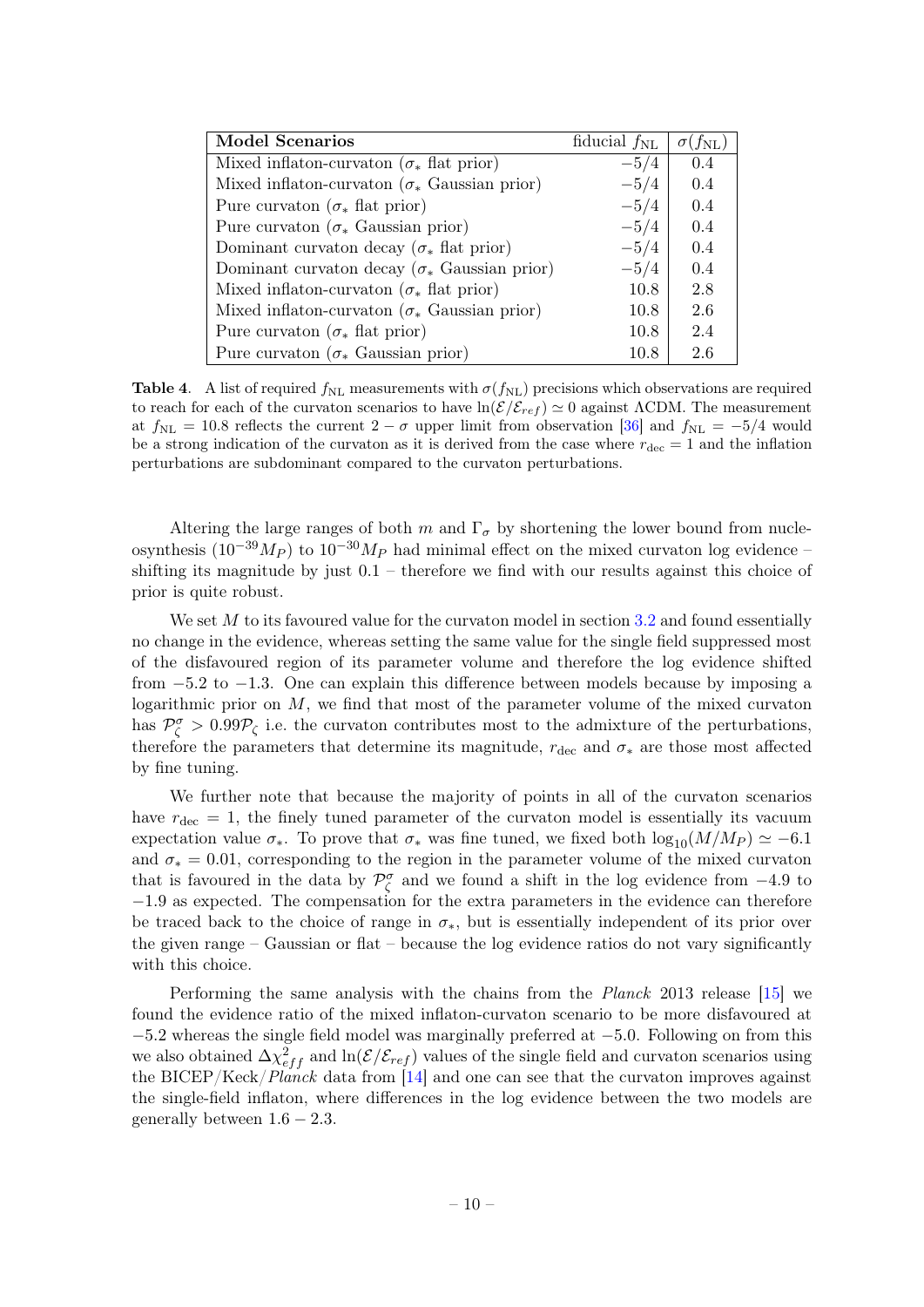| **Model Scenarios** | fiducial $f_{\rm NL}$ | $\sigma(f_{\rm NL})$ |
|---|---|---|
| Mixed inflaton-curvaton ($\sigma_*$ flat prior) | $-5/4$ | 0.4 |
| Mixed inflaton-curvaton ($\sigma_*$ Gaussian prior) | $-5/4$ | 0.4 |
| Pure curvaton ($\sigma_*$ flat prior) | $-5/4$ | 0.4 |
| Pure curvaton ($\sigma_*$ Gaussian prior) | $-5/4$ | 0.4 |
| Dominant curvaton decay ($\sigma_*$ flat prior) | $-5/4$ | 0.4 |
| Dominant curvaton decay ($\sigma_*$ Gaussian prior) | $-5/4$ | 0.4 |
| Mixed inflaton-curvaton ($\sigma_*$ flat prior) | 10.8 | 2.8 |
| Mixed inflaton-curvaton ($\sigma_*$ Gaussian prior) | 10.8 | 2.6 |
| Pure curvaton ($\sigma_*$ flat prior) | 10.8 | 2.4 |
| Pure curvaton ($\sigma_*$ Gaussian prior) | 10.8 | 2.6 |

**Table 4**. A list of required $f_{\rm NL}$ measurements with $\sigma(f_{\rm NL})$ precisions which observations are required to reach for each of the curvaton scenarios to have $\ln(\mathcal{E}/\mathcal{E}_{ref}) \simeq 0$ against ΛCDM. The measurement at $f_{\rm NL} = 10.8$ reflects the current $2-\sigma$ upper limit from observation [36] and $f_{\rm NL} = -5/4$ would be a strong indication of the curvaton as it is derived from the case where $r_{\rm dec} = 1$ and the inflation perturbations are subdominant compared to the curvaton perturbations.

Altering the large ranges of both $m$ and $\Gamma_\sigma$ by shortening the lower bound from nucleosynthesis ($10^{-39}M_P$) to $10^{-30}M_P$ had minimal effect on the mixed curvaton log evidence – shifting its magnitude by just 0.1 – therefore we find with our results against this choice of prior is quite robust.

We set $M$ to its favoured value for the curvaton model in section 3.2 and found essentially no change in the evidence, whereas setting the same value for the single field suppressed most of the disfavoured region of its parameter volume and therefore the log evidence shifted from $-5.2$ to $-1.3$. One can explain this difference between models because by imposing a logarithmic prior on $M$, we find that most of the parameter volume of the mixed curvaton has $\mathcal{P}_\zeta^\sigma > 0.99\mathcal{P}_\zeta$ i.e. the curvaton contributes most to the admixture of the perturbations, therefore the parameters that determine its magnitude, $r_{\rm dec}$ and $\sigma_*$ are those most affected by fine tuning.

We further note that because the majority of points in all of the curvaton scenarios have $r_{\rm dec} = 1$, the finely tuned parameter of the curvaton model is essentially its vacuum expectation value $\sigma_*$. To prove that $\sigma_*$ was fine tuned, we fixed both $\log_{10}(M/M_P) \simeq -6.1$ and $\sigma_* = 0.01$, corresponding to the region in the parameter volume of the mixed curvaton that is favoured in the data by $\mathcal{P}_\zeta^\sigma$ and we found a shift in the log evidence from $-4.9$ to $-1.9$ as expected. The compensation for the extra parameters in the evidence can therefore be traced back to the choice of range in $\sigma_*$, but is essentially independent of its prior over the given range – Gaussian or flat – because the log evidence ratios do not vary significantly with this choice.

Performing the same analysis with the chains from the *Planck* 2013 release [15] we found the evidence ratio of the mixed inflaton-curvaton scenario to be more disfavoured at $-5.2$ whereas the single field model was marginally preferred at $-5.0$. Following on from this we also obtained $\Delta\chi^2_{eff}$ and $\ln(\mathcal{E}/\mathcal{E}_{ref})$ values of the single field and curvaton scenarios using the BICEP/Keck/*Planck* data from [14] and one can see that the curvaton improves against the single-field inflaton, where differences in the log evidence between the two models are generally between $1.6 - 2.3$.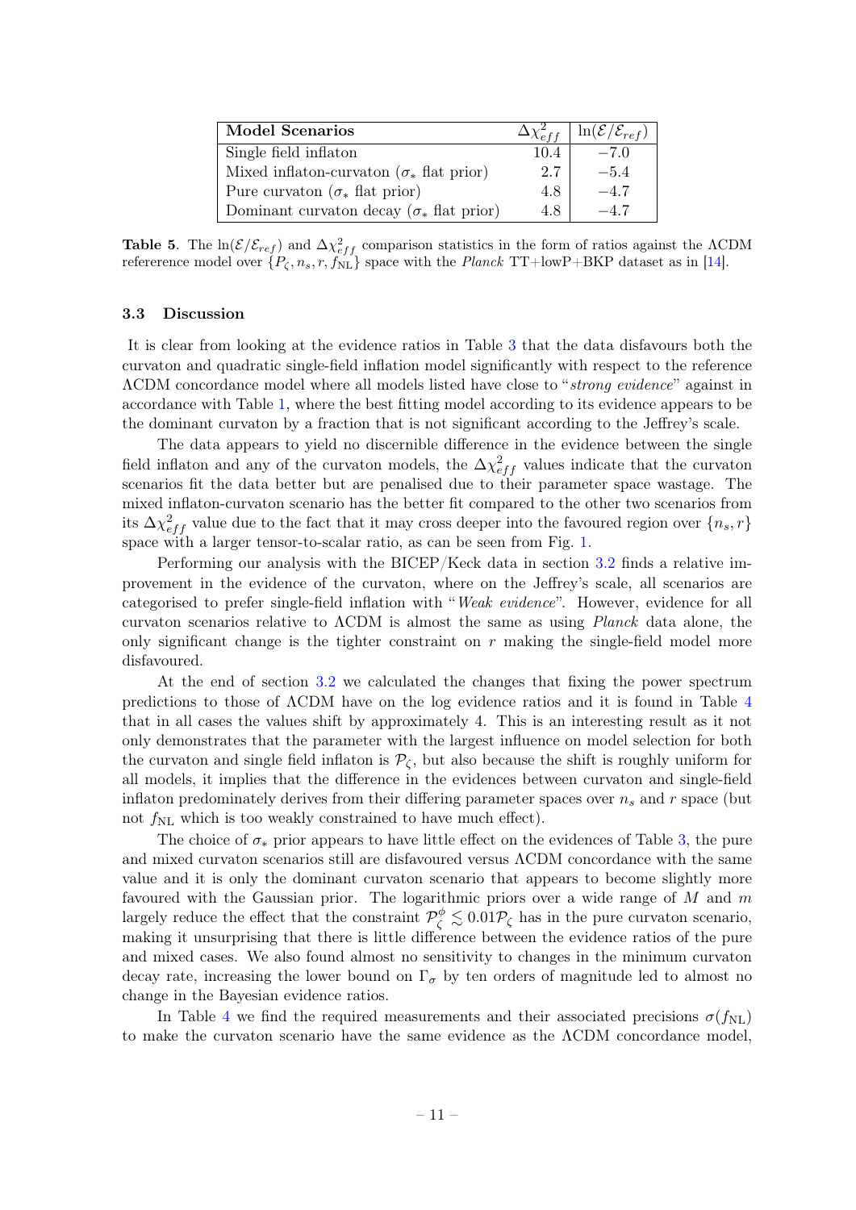| Model Scenarios | $\Delta\chi^2_{eff}$ | $\ln(\mathcal{E}/\mathcal{E}_{ref})$ |
|---|---|---|
| Single field inflaton | 10.4 | $-7.0$ |
| Mixed inflaton-curvaton ($\sigma_*$ flat prior) | 2.7 | $-5.4$ |
| Pure curvaton ($\sigma_*$ flat prior) | 4.8 | $-4.7$ |
| Dominant curvaton decay ($\sigma_*$ flat prior) | 4.8 | $-4.7$ |

**Table 5**. The $\ln(\mathcal{E}/\mathcal{E}_{ref})$ and $\Delta\chi^2_{eff}$ comparison statistics in the form of ratios against the ΛCDM refererence model over $\{P_\zeta, n_s, r, f_{\rm NL}\}$ space with the *Planck* TT+lowP+BKP dataset as in [14].

### 3.3 Discussion

It is clear from looking at the evidence ratios in Table 3 that the data disfavours both the curvaton and quadratic single-field inflation model significantly with respect to the reference ΛCDM concordance model where all models listed have close to "*strong evidence*" against in accordance with Table 1, where the best fitting model according to its evidence appears to be the dominant curvaton by a fraction that is not significant according to the Jeffrey's scale.

The data appears to yield no discernible difference in the evidence between the single field inflaton and any of the curvaton models, the $\Delta\chi^2_{eff}$ values indicate that the curvaton scenarios fit the data better but are penalised due to their parameter space wastage. The mixed inflaton-curvaton scenario has the better fit compared to the other two scenarios from its $\Delta\chi^2_{eff}$ value due to the fact that it may cross deeper into the favoured region over $\{n_s, r\}$ space with a larger tensor-to-scalar ratio, as can be seen from Fig. 1.

Performing our analysis with the BICEP/Keck data in section 3.2 finds a relative improvement in the evidence of the curvaton, where on the Jeffrey's scale, all scenarios are categorised to prefer single-field inflation with "*Weak evidence*". However, evidence for all curvaton scenarios relative to ΛCDM is almost the same as using *Planck* data alone, the only significant change is the tighter constraint on $r$ making the single-field model more disfavoured.

At the end of section 3.2 we calculated the changes that fixing the power spectrum predictions to those of ΛCDM have on the log evidence ratios and it is found in Table 4 that in all cases the values shift by approximately 4. This is an interesting result as it not only demonstrates that the parameter with the largest influence on model selection for both the curvaton and single field inflaton is $\mathcal{P}_\zeta$, but also because the shift is roughly uniform for all models, it implies that the difference in the evidences between curvaton and single-field inflaton predominately derives from their differing parameter spaces over $n_s$ and $r$ space (but not $f_{\rm NL}$ which is too weakly constrained to have much effect).

The choice of $\sigma_*$ prior appears to have little effect on the evidences of Table 3, the pure and mixed curvaton scenarios still are disfavoured versus ΛCDM concordance with the same value and it is only the dominant curvaton scenario that appears to become slightly more favoured with the Gaussian prior. The logarithmic priors over a wide range of $M$ and $m$ largely reduce the effect that the constraint $\mathcal{P}^\phi_\zeta \lesssim 0.01\mathcal{P}_\zeta$ has in the pure curvaton scenario, making it unsurprising that there is little difference between the evidence ratios of the pure and mixed cases. We also found almost no sensitivity to changes in the minimum curvaton decay rate, increasing the lower bound on $\Gamma_\sigma$ by ten orders of magnitude led to almost no change in the Bayesian evidence ratios.

In Table 4 we find the required measurements and their associated precisions $\sigma(f_{\rm NL})$ to make the curvaton scenario have the same evidence as the ΛCDM concordance model,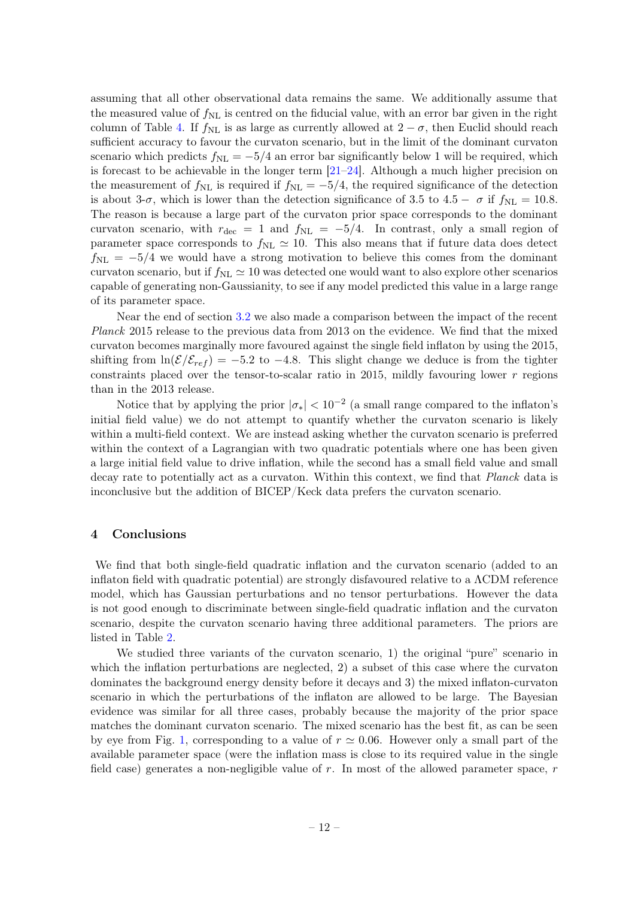assuming that all other observational data remains the same. We additionally assume that the measured value of $f_{\rm NL}$ is centred on the fiducial value, with an error bar given in the right column of Table 4. If $f_{\rm NL}$ is as large as currently allowed at $2-\sigma$, then Euclid should reach sufficient accuracy to favour the curvaton scenario, but in the limit of the dominant curvaton scenario which predicts $f_{\rm NL} = -5/4$ an error bar significantly below 1 will be required, which is forecast to be achievable in the longer term [21–24]. Although a much higher precision on the measurement of $f_{\rm NL}$ is required if $f_{\rm NL} = -5/4$, the required significance of the detection is about 3-$\sigma$, which is lower than the detection significance of 3.5 to $4.5-\ \sigma$ if $f_{\rm NL} = 10.8$. The reason is because a large part of the curvaton prior space corresponds to the dominant curvaton scenario, with $r_{\rm dec} = 1$ and $f_{\rm NL} = -5/4$. In contrast, only a small region of parameter space corresponds to $f_{\rm NL} \simeq 10$. This also means that if future data does detect $f_{\rm NL} = -5/4$ we would have a strong motivation to believe this comes from the dominant curvaton scenario, but if $f_{\rm NL} \simeq 10$ was detected one would want to also explore other scenarios capable of generating non-Gaussianity, to see if any model predicted this value in a large range of its parameter space.

Near the end of section 3.2 we also made a comparison between the impact of the recent *Planck* 2015 release to the previous data from 2013 on the evidence. We find that the mixed curvaton becomes marginally more favoured against the single field inflaton by using the 2015, shifting from $\ln(\mathcal{E}/\mathcal{E}_{ref}) = -5.2$ to $-4.8$. This slight change we deduce is from the tighter constraints placed over the tensor-to-scalar ratio in 2015, mildly favouring lower $r$ regions than in the 2013 release.

Notice that by applying the prior $|\sigma_*| < 10^{-2}$ (a small range compared to the inflaton's initial field value) we do not attempt to quantify whether the curvaton scenario is likely within a multi-field context. We are instead asking whether the curvaton scenario is preferred within the context of a Lagrangian with two quadratic potentials where one has been given a large initial field value to drive inflation, while the second has a small field value and small decay rate to potentially act as a curvaton. Within this context, we find that *Planck* data is inconclusive but the addition of BICEP/Keck data prefers the curvaton scenario.

## 4 Conclusions

We find that both single-field quadratic inflation and the curvaton scenario (added to an inflaton field with quadratic potential) are strongly disfavoured relative to a ΛCDM reference model, which has Gaussian perturbations and no tensor perturbations. However the data is not good enough to discriminate between single-field quadratic inflation and the curvaton scenario, despite the curvaton scenario having three additional parameters. The priors are listed in Table 2.

We studied three variants of the curvaton scenario, 1) the original "pure" scenario in which the inflation perturbations are neglected, 2) a subset of this case where the curvaton dominates the background energy density before it decays and 3) the mixed inflaton-curvaton scenario in which the perturbations of the inflaton are allowed to be large. The Bayesian evidence was similar for all three cases, probably because the majority of the prior space matches the dominant curvaton scenario. The mixed scenario has the best fit, as can be seen by eye from Fig. 1, corresponding to a value of $r \simeq 0.06$. However only a small part of the available parameter space (were the inflation mass is close to its required value in the single field case) generates a non-negligible value of $r$. In most of the allowed parameter space, $r$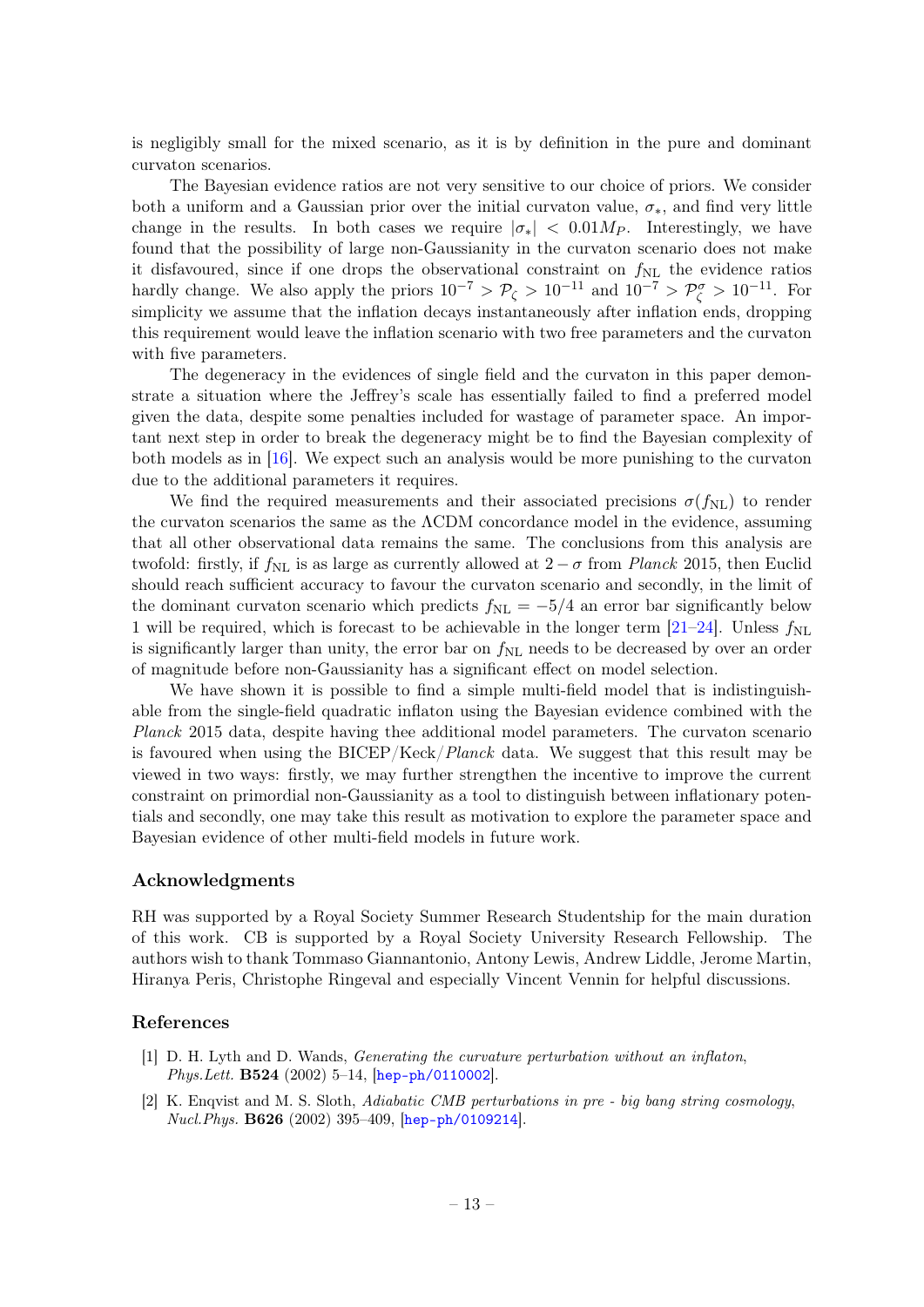is negligibly small for the mixed scenario, as it is by definition in the pure and dominant curvaton scenarios.

The Bayesian evidence ratios are not very sensitive to our choice of priors. We consider both a uniform and a Gaussian prior over the initial curvaton value, $\sigma_*$, and find very little change in the results. In both cases we require $|\sigma_*| < 0.01 M_P$. Interestingly, we have found that the possibility of large non-Gaussianity in the curvaton scenario does not make it disfavoured, since if one drops the observational constraint on $f_{\rm NL}$ the evidence ratios hardly change. We also apply the priors $10^{-7} > \mathcal{P}_\zeta > 10^{-11}$ and $10^{-7} > \mathcal{P}_\zeta^\sigma > 10^{-11}$. For simplicity we assume that the inflation decays instantaneously after inflation ends, dropping this requirement would leave the inflation scenario with two free parameters and the curvaton with five parameters.

The degeneracy in the evidences of single field and the curvaton in this paper demonstrate a situation where the Jeffrey's scale has essentially failed to find a preferred model given the data, despite some penalties included for wastage of parameter space. An important next step in order to break the degeneracy might be to find the Bayesian complexity of both models as in [16]. We expect such an analysis would be more punishing to the curvaton due to the additional parameters it requires.

We find the required measurements and their associated precisions $\sigma(f_{\rm NL})$ to render the curvaton scenarios the same as the $\Lambda$CDM concordance model in the evidence, assuming that all other observational data remains the same. The conclusions from this analysis are twofold: firstly, if $f_{\rm NL}$ is as large as currently allowed at $2-\sigma$ from *Planck* 2015, then Euclid should reach sufficient accuracy to favour the curvaton scenario and secondly, in the limit of the dominant curvaton scenario which predicts $f_{\rm NL} = -5/4$ an error bar significantly below 1 will be required, which is forecast to be achievable in the longer term [21–24]. Unless $f_{\rm NL}$ is significantly larger than unity, the error bar on $f_{\rm NL}$ needs to be decreased by over an order of magnitude before non-Gaussianity has a significant effect on model selection.

We have shown it is possible to find a simple multi-field model that is indistinguishable from the single-field quadratic inflaton using the Bayesian evidence combined with the *Planck* 2015 data, despite having thee additional model parameters. The curvaton scenario is favoured when using the BICEP/Keck/*Planck* data. We suggest that this result may be viewed in two ways: firstly, we may further strengthen the incentive to improve the current constraint on primordial non-Gaussianity as a tool to distinguish between inflationary potentials and secondly, one may take this result as motivation to explore the parameter space and Bayesian evidence of other multi-field models in future work.

## Acknowledgments

RH was supported by a Royal Society Summer Research Studentship for the main duration of this work. CB is supported by a Royal Society University Research Fellowship. The authors wish to thank Tommaso Giannantonio, Antony Lewis, Andrew Liddle, Jerome Martin, Hiranya Peris, Christophe Ringeval and especially Vincent Vennin for helpful discussions.

## References

[1] D. H. Lyth and D. Wands, *Generating the curvature perturbation without an inflaton*, *Phys.Lett.* **B524** (2002) 5–14, [hep-ph/0110002].

[2] K. Enqvist and M. S. Sloth, *Adiabatic CMB perturbations in pre - big bang string cosmology*, *Nucl.Phys.* **B626** (2002) 395–409, [hep-ph/0109214].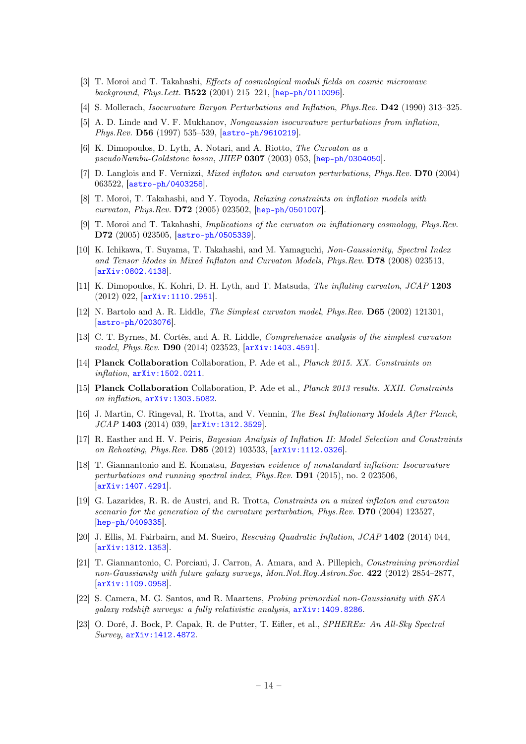[3] T. Moroi and T. Takahashi, *Effects of cosmological moduli fields on cosmic microwave background*, *Phys.Lett.* **B522** (2001) 215–221, [hep-ph/0110096].

[4] S. Mollerach, *Isocurvature Baryon Perturbations and Inflation*, *Phys.Rev.* **D42** (1990) 313–325.

[5] A. D. Linde and V. F. Mukhanov, *Nongaussian isocurvature perturbations from inflation*, *Phys.Rev.* **D56** (1997) 535–539, [astro-ph/9610219].

[6] K. Dimopoulos, D. Lyth, A. Notari, and A. Riotto, *The Curvaton as a pseudoNambu-Goldstone boson*, *JHEP* **0307** (2003) 053, [hep-ph/0304050].

[7] D. Langlois and F. Vernizzi, *Mixed inflaton and curvaton perturbations*, *Phys.Rev.* **D70** (2004) 063522, [astro-ph/0403258].

[8] T. Moroi, T. Takahashi, and Y. Toyoda, *Relaxing constraints on inflation models with curvaton*, *Phys.Rev.* **D72** (2005) 023502, [hep-ph/0501007].

[9] T. Moroi and T. Takahashi, *Implications of the curvaton on inflationary cosmology*, *Phys.Rev.* **D72** (2005) 023505, [astro-ph/0505339].

[10] K. Ichikawa, T. Suyama, T. Takahashi, and M. Yamaguchi, *Non-Gaussianity, Spectral Index and Tensor Modes in Mixed Inflaton and Curvaton Models*, *Phys.Rev.* **D78** (2008) 023513, [arXiv:0802.4138].

[11] K. Dimopoulos, K. Kohri, D. H. Lyth, and T. Matsuda, *The inflating curvaton*, *JCAP* **1203** (2012) 022, [arXiv:1110.2951].

[12] N. Bartolo and A. R. Liddle, *The Simplest curvaton model*, *Phys.Rev.* **D65** (2002) 121301, [astro-ph/0203076].

[13] C. T. Byrnes, M. Cortês, and A. R. Liddle, *Comprehensive analysis of the simplest curvaton model*, *Phys.Rev.* **D90** (2014) 023523, [arXiv:1403.4591].

[14] **Planck Collaboration** Collaboration, P. Ade et al., *Planck 2015. XX. Constraints on inflation*, arXiv:1502.0211.

[15] **Planck Collaboration** Collaboration, P. Ade et al., *Planck 2013 results. XXII. Constraints on inflation*, arXiv:1303.5082.

[16] J. Martin, C. Ringeval, R. Trotta, and V. Vennin, *The Best Inflationary Models After Planck*, *JCAP* **1403** (2014) 039, [arXiv:1312.3529].

[17] R. Easther and H. V. Peiris, *Bayesian Analysis of Inflation II: Model Selection and Constraints on Reheating*, *Phys.Rev.* **D85** (2012) 103533, [arXiv:1112.0326].

[18] T. Giannantonio and E. Komatsu, *Bayesian evidence of nonstandard inflation: Isocurvature perturbations and running spectral index*, *Phys.Rev.* **D91** (2015), no. 2 023506, [arXiv:1407.4291].

[19] G. Lazarides, R. R. de Austri, and R. Trotta, *Constraints on a mixed inflaton and curvaton scenario for the generation of the curvature perturbation*, *Phys.Rev.* **D70** (2004) 123527, [hep-ph/0409335].

[20] J. Ellis, M. Fairbairn, and M. Sueiro, *Rescuing Quadratic Inflation*, *JCAP* **1402** (2014) 044, [arXiv:1312.1353].

[21] T. Giannantonio, C. Porciani, J. Carron, A. Amara, and A. Pillepich, *Constraining primordial non-Gaussianity with future galaxy surveys*, *Mon.Not.Roy.Astron.Soc.* **422** (2012) 2854–2877, [arXiv:1109.0958].

[22] S. Camera, M. G. Santos, and R. Maartens, *Probing primordial non-Gaussianity with SKA galaxy redshift surveys: a fully relativistic analysis*, arXiv:1409.8286.

[23] O. Doré, J. Bock, P. Capak, R. de Putter, T. Eifler, et al., *SPHEREx: An All-Sky Spectral Survey*, arXiv:1412.4872.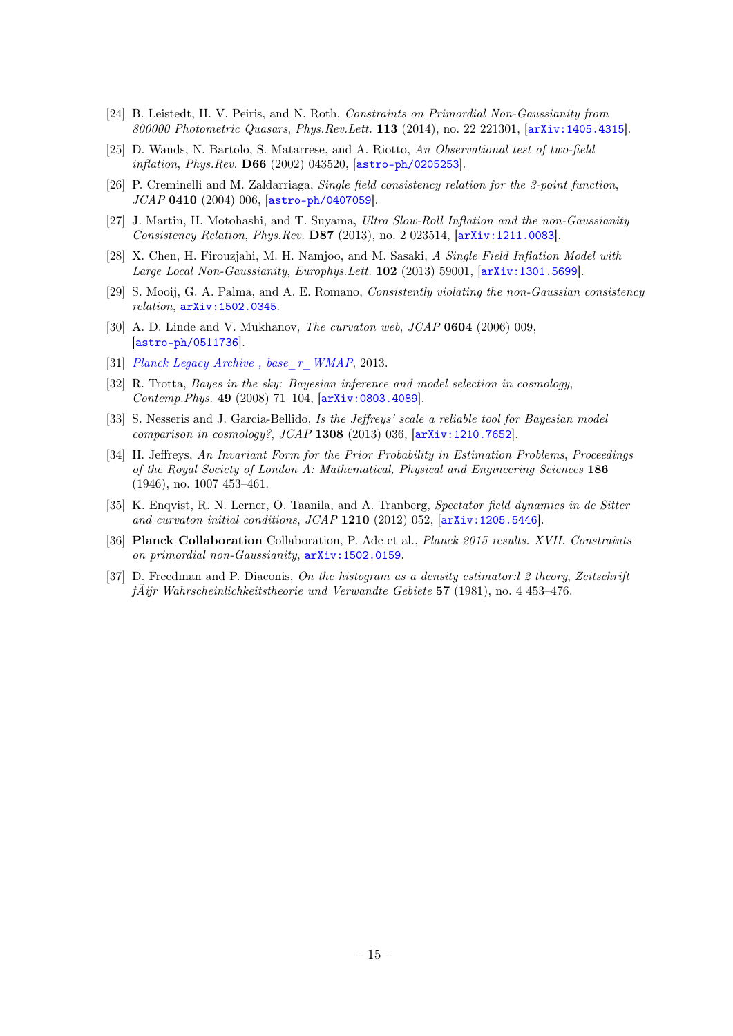[24] B. Leistedt, H. V. Peiris, and N. Roth, *Constraints on Primordial Non-Gaussianity from 800000 Photometric Quasars*, *Phys.Rev.Lett.* **113** (2014), no. 22 221301, [arXiv:1405.4315].

[25] D. Wands, N. Bartolo, S. Matarrese, and A. Riotto, *An Observational test of two-field inflation*, *Phys.Rev.* **D66** (2002) 043520, [astro-ph/0205253].

[26] P. Creminelli and M. Zaldarriaga, *Single field consistency relation for the 3-point function*, *JCAP* **0410** (2004) 006, [astro-ph/0407059].

[27] J. Martin, H. Motohashi, and T. Suyama, *Ultra Slow-Roll Inflation and the non-Gaussianity Consistency Relation*, *Phys.Rev.* **D87** (2013), no. 2 023514, [arXiv:1211.0083].

[28] X. Chen, H. Firouzjahi, M. H. Namjoo, and M. Sasaki, *A Single Field Inflation Model with Large Local Non-Gaussianity*, *Europhys.Lett.* **102** (2013) 59001, [arXiv:1301.5699].

[29] S. Mooij, G. A. Palma, and A. E. Romano, *Consistently violating the non-Gaussian consistency relation*, arXiv:1502.0345.

[30] A. D. Linde and V. Mukhanov, *The curvaton web*, *JCAP* **0604** (2006) 009, [astro-ph/0511736].

[31] *Planck Legacy Archive , base_ r_ WMAP*, 2013.

[32] R. Trotta, *Bayes in the sky: Bayesian inference and model selection in cosmology*, *Contemp.Phys.* **49** (2008) 71–104, [arXiv:0803.4089].

[33] S. Nesseris and J. Garcia-Bellido, *Is the Jeffreys' scale a reliable tool for Bayesian model comparison in cosmology?*, *JCAP* **1308** (2013) 036, [arXiv:1210.7652].

[34] H. Jeffreys, *An Invariant Form for the Prior Probability in Estimation Problems*, *Proceedings of the Royal Society of London A: Mathematical, Physical and Engineering Sciences* **186** (1946), no. 1007 453–461.

[35] K. Enqvist, R. N. Lerner, O. Taanila, and A. Tranberg, *Spectator field dynamics in de Sitter and curvaton initial conditions*, *JCAP* **1210** (2012) 052, [arXiv:1205.5446].

[36] **Planck Collaboration** Collaboration, P. Ade et al., *Planck 2015 results. XVII. Constraints on primordial non-Gaussianity*, arXiv:1502.0159.

[37] D. Freedman and P. Diaconis, *On the histogram as a density estimator:l 2 theory*, *Zeitschrift fÃijr Wahrscheinlichkeitstheorie und Verwandte Gebiete* **57** (1981), no. 4 453–476.